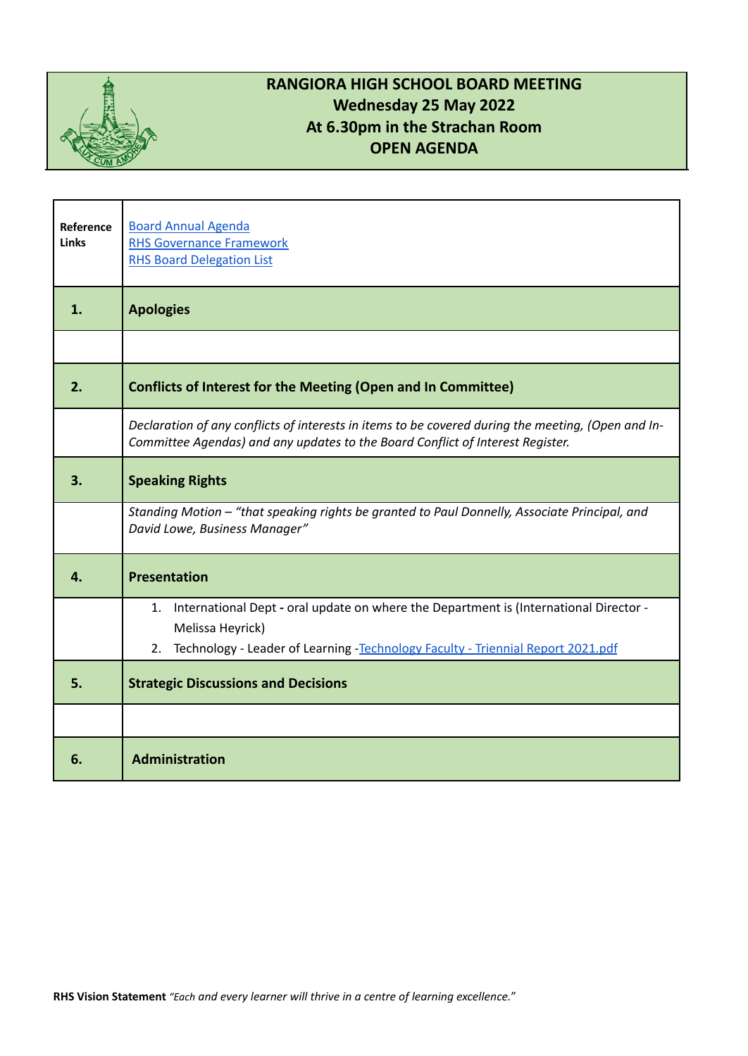# RANGIORA HIGH SCHOOL BOARD MEETING
## Wednesday 25 May 2022
## At 6.30pm in the Strachan Room
## OPEN AGENDA

| | |
|---|---|
| **Reference Links** | Board Annual Agenda<br>RHS Governance Framework<br>RHS Board Delegation List |
| **1.** | **Apologies** |
| | |
| **2.** | **Conflicts of Interest for the Meeting (Open and In Committee)** |
| | *Declaration of any conflicts of interests in items to be covered during the meeting, (Open and In-Committee Agendas) and any updates to the Board Conflict of Interest Register.* |
| **3.** | **Speaking Rights** |
| | *Standing Motion – "that speaking rights be granted to Paul Donnelly, Associate Principal, and David Lowe, Business Manager"* |
| **4.** | **Presentation** |
| | 1. International Dept **-** oral update on where the Department is (International Director - Melissa Heyrick)<br>2. Technology - Leader of Learning -Technology Faculty - Triennial Report 2021.pdf |
| **5.** | **Strategic Discussions and Decisions** |
| | |
| **6.** | **Administration** |

**RHS Vision Statement** *"Each and every learner will thrive in a centre of learning excellence."*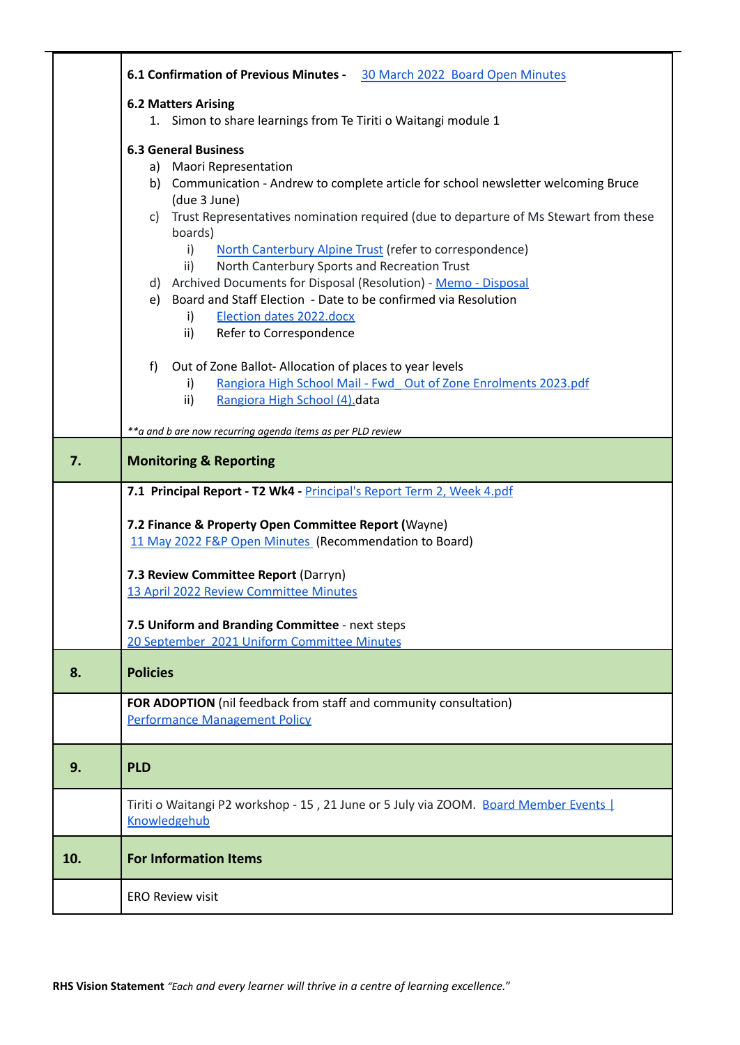| | |
|---|---|
| | **6.1 Confirmation of Previous Minutes -** [30 March 2022 Board Open Minutes]<br><br>**6.2 Matters Arising**<br>1. Simon to share learnings from Te Tiriti o Waitangi module 1<br><br>**6.3 General Business**<br>a) Maori Representation<br>b) Communication - Andrew to complete article for school newsletter welcoming Bruce (due 3 June)<br>c) Trust Representatives nomination required (due to departure of Ms Stewart from these boards)<br>i) North Canterbury Alpine Trust (refer to correspondence)<br>ii) North Canterbury Sports and Recreation Trust<br>d) Archived Documents for Disposal (Resolution) - Memo - Disposal<br>e) Board and Staff Election - Date to be confirmed via Resolution<br>i) Election dates 2022.docx<br>ii) Refer to Correspondence<br><br>f) Out of Zone Ballot- Allocation of places to year levels<br>i) Rangiora High School Mail - Fwd_ Out of Zone Enrolments 2023.pdf<br>ii) Rangiora High School (4).data<br><br>*\*\*a and b are now recurring agenda items as per PLD review* |
| **7.** | **Monitoring & Reporting** |
| | **7.1 Principal Report - T2 Wk4 -** Principal's Report Term 2, Week 4.pdf<br><br>**7.2 Finance & Property Open Committee Report (**Wayne)<br>11 May 2022 F&P Open Minutes (Recommendation to Board)<br><br>**7.3 Review Committee Report** (Darryn)<br>13 April 2022 Review Committee Minutes<br><br>**7.5 Uniform and Branding Committee** - next steps<br>20 September 2021 Uniform Committee Minutes |
| **8.** | **Policies** |
| | **FOR ADOPTION** (nil feedback from staff and community consultation)<br>Performance Management Policy |
| **9.** | **PLD** |
| | Tiriti o Waitangi P2 workshop - 15 , 21 June or 5 July via ZOOM. Board Member Events \| Knowledgehub |
| **10.** | **For Information Items** |
| | ERO Review visit |

**RHS Vision Statement** *"Each and every learner will thrive in a centre of learning excellence."*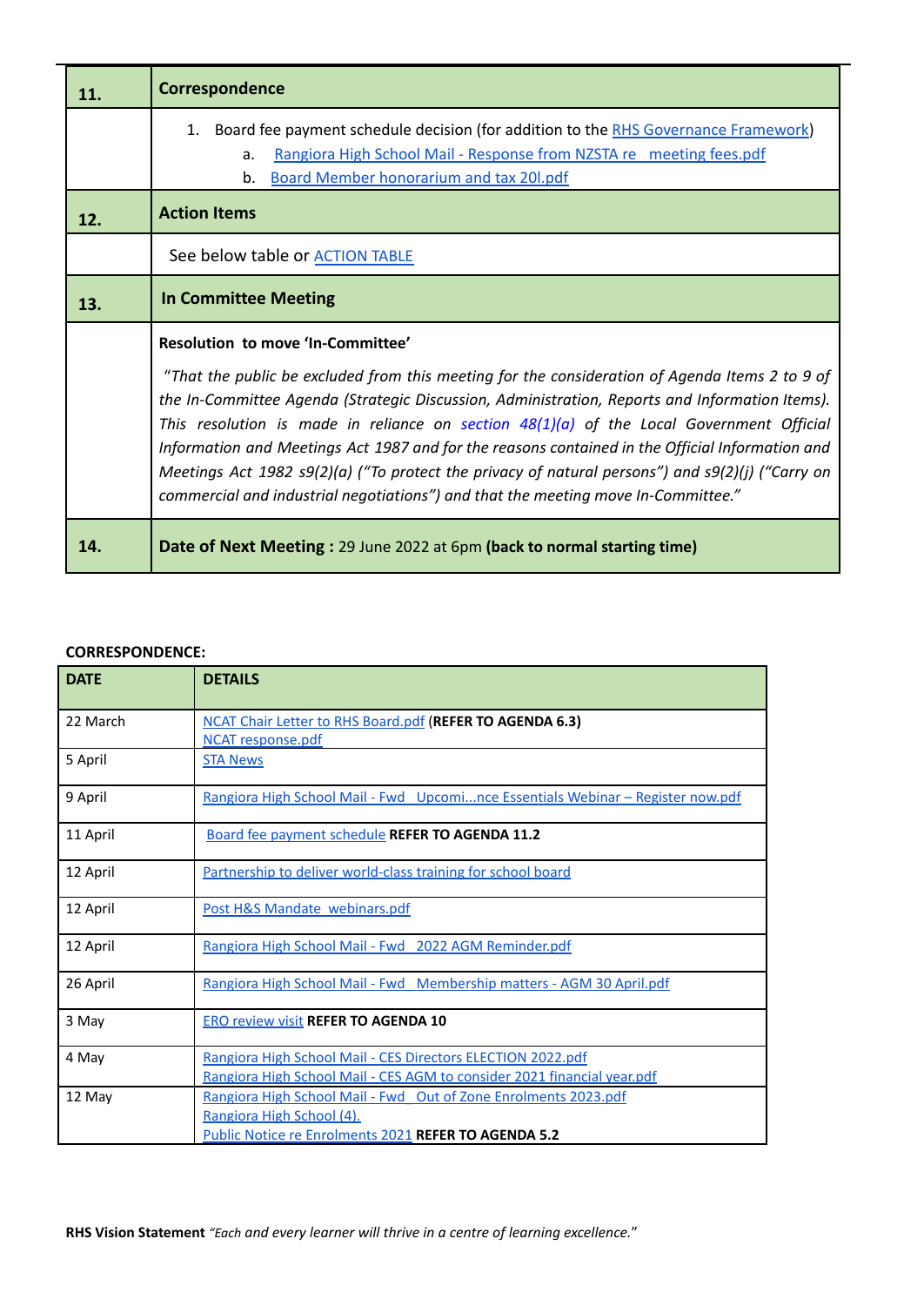| 11. | **Correspondence** |
|---|---|
| | 1. Board fee payment schedule decision (for addition to the RHS Governance Framework)<br>a. Rangiora High School Mail - Response from NZSTA re meeting fees.pdf<br>b. Board Member honorarium and tax 20l.pdf |
| **12.** | **Action Items** |
| | See below table or ACTION TABLE |
| **13.** | **In Committee Meeting** |
| | **Resolution to move 'In-Committee'**<br>*"That the public be excluded from this meeting for the consideration of Agenda Items 2 to 9 of the In-Committee Agenda (Strategic Discussion, Administration, Reports and Information Items). This resolution is made in reliance on section 48(1)(a) of the Local Government Official Information and Meetings Act 1987 and for the reasons contained in the Official Information and Meetings Act 1982 s9(2)(a) ("To protect the privacy of natural persons") and s9(2)(j) ("Carry on commercial and industrial negotiations") and that the meeting move In-Committee."* |
| **14.** | **Date of Next Meeting :** 29 June 2022 at 6pm **(back to normal starting time)** |

**CORRESPONDENCE:**

| DATE | DETAILS |
|---|---|
| 22 March | NCAT Chair Letter to RHS Board.pdf **(REFER TO AGENDA 6.3)**<br>NCAT response.pdf |
| 5 April | STA News |
| 9 April | Rangiora High School Mail - Fwd Upcomi...nce Essentials Webinar – Register now.pdf |
| 11 April | Board fee payment schedule **REFER TO AGENDA 11.2** |
| 12 April | Partnership to deliver world-class training for school board |
| 12 April | Post H&S Mandate webinars.pdf |
| 12 April | Rangiora High School Mail - Fwd 2022 AGM Reminder.pdf |
| 26 April | Rangiora High School Mail - Fwd Membership matters - AGM 30 April.pdf |
| 3 May | ERO review visit **REFER TO AGENDA 10** |
| 4 May | Rangiora High School Mail - CES Directors ELECTION 2022.pdf<br>Rangiora High School Mail - CES AGM to consider 2021 financial year.pdf |
| 12 May | Rangiora High School Mail - Fwd Out of Zone Enrolments 2023.pdf<br>Rangiora High School (4).<br>Public Notice re Enrolments 2021 **REFER TO AGENDA 5.2** |

**RHS Vision Statement** *"Each and every learner will thrive in a centre of learning excellence."*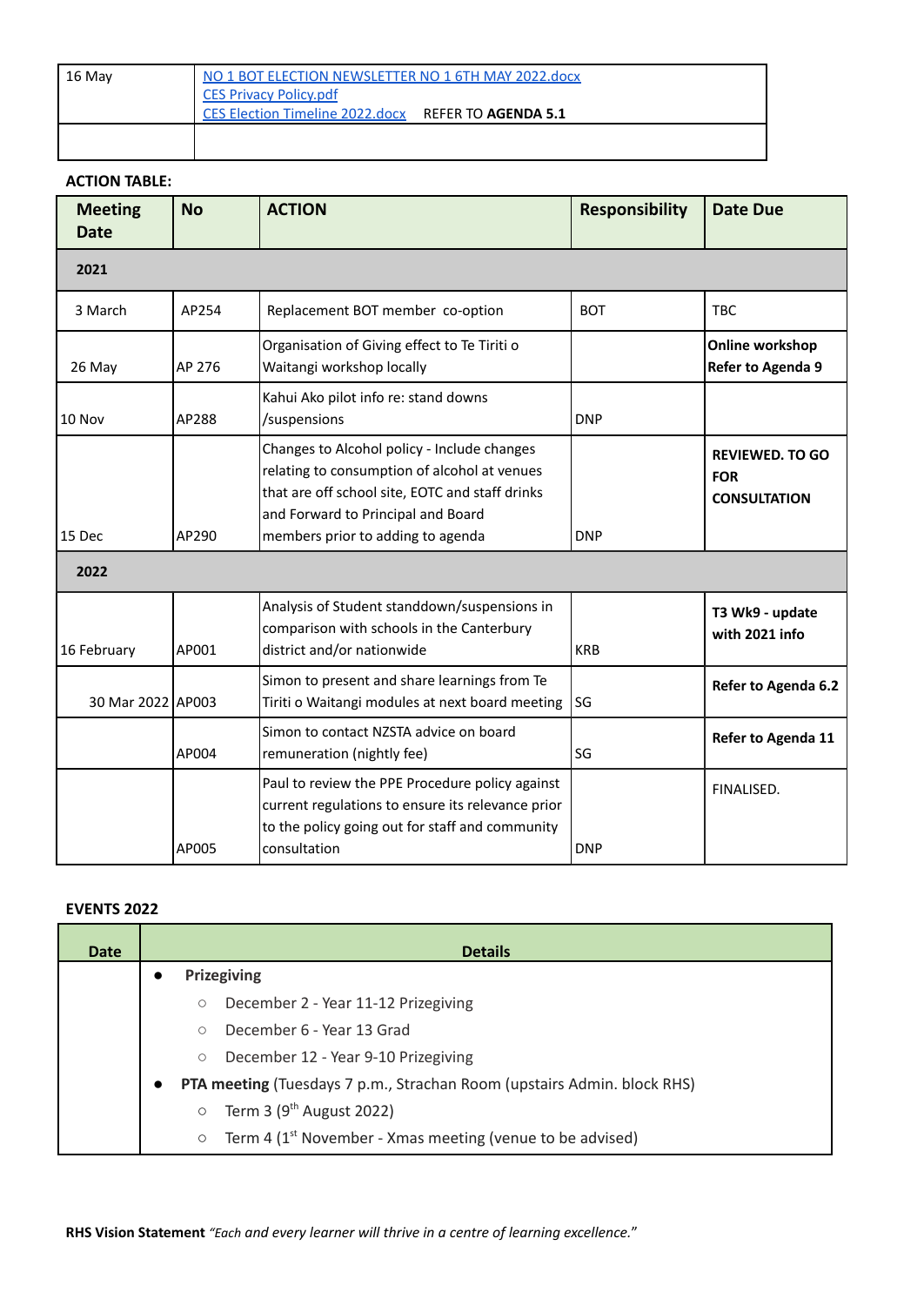| | |
|---|---|
| 16 May | NO 1 BOT ELECTION NEWSLETTER NO 1 6TH MAY 2022.docx<br>CES Privacy Policy.pdf<br>CES Election Timeline 2022.docx REFER TO **AGENDA 5.1** |
| | |

**ACTION TABLE:**

| Meeting Date | No | ACTION | Responsibility | Date Due |
|---|---|---|---|---|
| **2021** | | | | |
| 3 March | AP254 | Replacement BOT member co-option | BOT | TBC |
| 26 May | AP 276 | Organisation of Giving effect to Te Tiriti o Waitangi workshop locally | | **Online workshop Refer to Agenda 9** |
| 10 Nov | AP288 | Kahui Ako pilot info re: stand downs /suspensions | DNP | |
| 15 Dec | AP290 | Changes to Alcohol policy - Include changes relating to consumption of alcohol at venues that are off school site, EOTC and staff drinks and Forward to Principal and Board members prior to adding to agenda | DNP | **REVIEWED. TO GO FOR CONSULTATION** |
| **2022** | | | | |
| 16 February | AP001 | Analysis of Student standdown/suspensions in comparison with schools in the Canterbury district and/or nationwide | KRB | **T3 Wk9 - update with 2021 info** |
| 30 Mar 2022 | AP003 | Simon to present and share learnings from Te Tiriti o Waitangi modules at next board meeting | SG | **Refer to Agenda 6.2** |
| | AP004 | Simon to contact NZSTA advice on board remuneration (nightly fee) | SG | **Refer to Agenda 11** |
| | AP005 | Paul to review the PPE Procedure policy against current regulations to ensure its relevance prior to the policy going out for staff and community consultation | DNP | FINALISED. |

**EVENTS 2022**

| Date | Details |
|---|---|
| | • **Prizegiving**<br>○ December 2 - Year 11-12 Prizegiving<br>○ December 6 - Year 13 Grad<br>○ December 12 - Year 9-10 Prizegiving<br>• **PTA meeting** (Tuesdays 7 p.m., Strachan Room (upstairs Admin. block RHS)<br>○ Term 3 (9th August 2022)<br>○ Term 4 (1st November - Xmas meeting (venue to be advised) |

**RHS Vision Statement** *"Each and every learner will thrive in a centre of learning excellence."*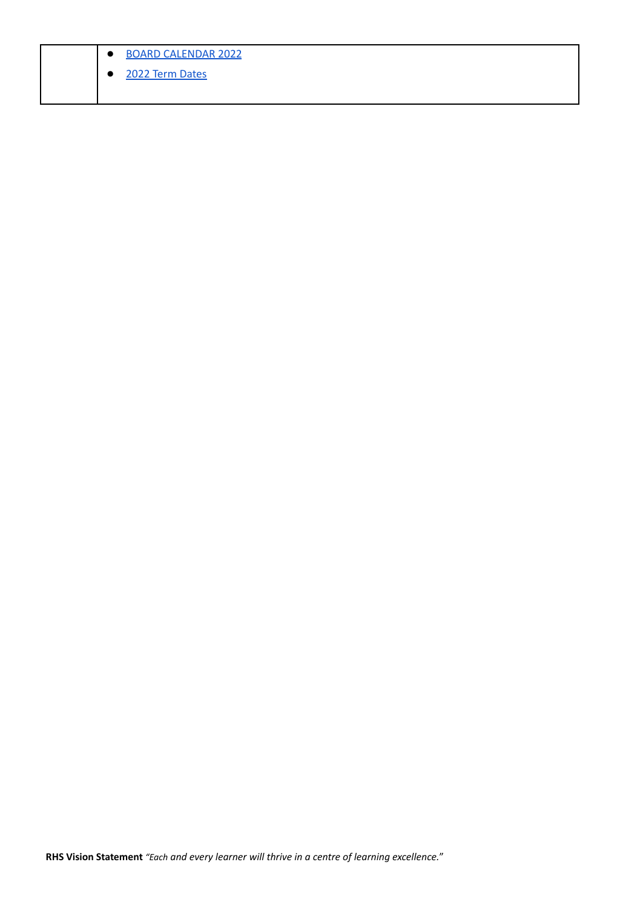| | |
|---|---|
| | - BOARD CALENDAR 2022<br>- 2022 Term Dates |

**RHS Vision Statement** *"Each and every learner will thrive in a centre of learning excellence."*